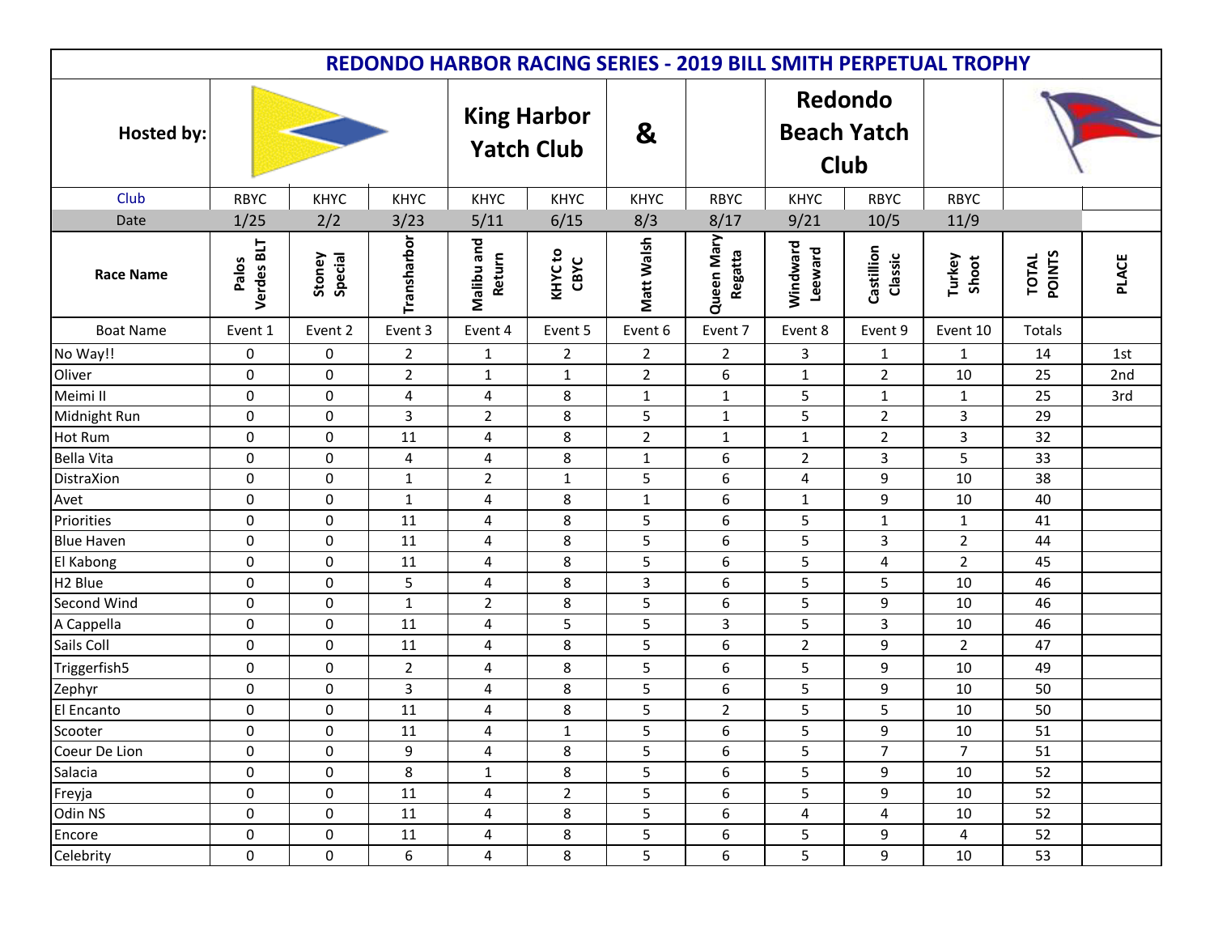# REDONDO HARBOR RACING SERIES - 2019 BILL SMITH PERPETUAL TROPHY

| Hosted by: | | | King Harbor Yatch Club | | & | | Redondo Beach Yatch Club | | | | |
|---|---|---|---|---|---|---|---|---|---|---|---|
| Club | RBYC | KHYC | KHYC | KHYC | KHYC | KHYC | RBYC | KHYC | RBYC | RBYC | | |
| Date | 1/25 | 2/2 | 3/23 | 5/11 | 6/15 | 8/3 | 8/17 | 9/21 | 10/5 | 11/9 | | |
| Race Name | Palos Verdes BLT | Stoney Special | Transharbor | Malibu and Return | KHYC to CBYC | Matt Walsh | Queen Mary Regatta | Windward Leeward | Castillion Classic | Turkey Shoot | TOTAL POINTS | PLACE |
| Boat Name | Event 1 | Event 2 | Event 3 | Event 4 | Event 5 | Event 6 | Event 7 | Event 8 | Event 9 | Event 10 | Totals | |
| No Way!! | 0 | 0 | 2 | 1 | 2 | 2 | 2 | 3 | 1 | 1 | 14 | 1st |
| Oliver | 0 | 0 | 2 | 1 | 1 | 2 | 6 | 1 | 2 | 10 | 25 | 2nd |
| Meimi II | 0 | 0 | 4 | 4 | 8 | 1 | 1 | 5 | 1 | 1 | 25 | 3rd |
| Midnight Run | 0 | 0 | 3 | 2 | 8 | 5 | 1 | 5 | 2 | 3 | 29 | |
| Hot Rum | 0 | 0 | 11 | 4 | 8 | 2 | 1 | 1 | 2 | 3 | 32 | |
| Bella Vita | 0 | 0 | 4 | 4 | 8 | 1 | 6 | 2 | 3 | 5 | 33 | |
| DistraXion | 0 | 0 | 1 | 2 | 1 | 5 | 6 | 4 | 9 | 10 | 38 | |
| Avet | 0 | 0 | 1 | 4 | 8 | 1 | 6 | 1 | 9 | 10 | 40 | |
| Priorities | 0 | 0 | 11 | 4 | 8 | 5 | 6 | 5 | 1 | 1 | 41 | |
| Blue Haven | 0 | 0 | 11 | 4 | 8 | 5 | 6 | 5 | 3 | 2 | 44 | |
| El Kabong | 0 | 0 | 11 | 4 | 8 | 5 | 6 | 5 | 4 | 2 | 45 | |
| H2 Blue | 0 | 0 | 5 | 4 | 8 | 3 | 6 | 5 | 5 | 10 | 46 | |
| Second Wind | 0 | 0 | 1 | 2 | 8 | 5 | 6 | 5 | 9 | 10 | 46 | |
| A Cappella | 0 | 0 | 11 | 4 | 5 | 5 | 3 | 5 | 3 | 10 | 46 | |
| Sails Coll | 0 | 0 | 11 | 4 | 8 | 5 | 6 | 2 | 9 | 2 | 47 | |
| Triggerfish5 | 0 | 0 | 2 | 4 | 8 | 5 | 6 | 5 | 9 | 10 | 49 | |
| Zephyr | 0 | 0 | 3 | 4 | 8 | 5 | 6 | 5 | 9 | 10 | 50 | |
| El Encanto | 0 | 0 | 11 | 4 | 8 | 5 | 2 | 5 | 5 | 10 | 50 | |
| Scooter | 0 | 0 | 11 | 4 | 1 | 5 | 6 | 5 | 9 | 10 | 51 | |
| Coeur De Lion | 0 | 0 | 9 | 4 | 8 | 5 | 6 | 5 | 7 | 7 | 51 | |
| Salacia | 0 | 0 | 8 | 1 | 8 | 5 | 6 | 5 | 9 | 10 | 52 | |
| Freyja | 0 | 0 | 11 | 4 | 2 | 5 | 6 | 5 | 9 | 10 | 52 | |
| Odin NS | 0 | 0 | 11 | 4 | 8 | 5 | 6 | 4 | 4 | 10 | 52 | |
| Encore | 0 | 0 | 11 | 4 | 8 | 5 | 6 | 5 | 9 | 4 | 52 | |
| Celebrity | 0 | 0 | 6 | 4 | 8 | 5 | 6 | 5 | 9 | 10 | 53 | |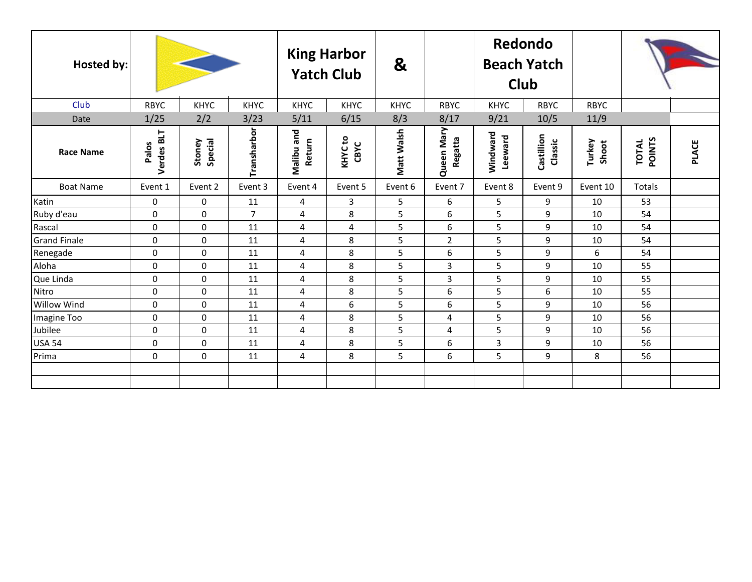| Hosted by: | | | King Harbor Yatch Club | | & | | Redondo Beach Yatch Club | | | | |
|---|---|---|---|---|---|---|---|---|---|---|---|
| Club | RBYC | KHYC | KHYC | KHYC | KHYC | KHYC | RBYC | KHYC | RBYC | RBYC | | |
| Date | 1/25 | 2/2 | 3/23 | 5/11 | 6/15 | 8/3 | 8/17 | 9/21 | 10/5 | 11/9 | | |
| Race Name | Palos Verdes BLT | Stoney Special | Transharbor | Malibu and Return | KHYC to CBYC | Matt Walsh | Queen Mary Regatta | Windward Leeward | Castillion Classic | Turkey Shoot | TOTAL POINTS | PLACE |
| Boat Name | Event 1 | Event 2 | Event 3 | Event 4 | Event 5 | Event 6 | Event 7 | Event 8 | Event 9 | Event 10 | Totals | |
| Katin | 0 | 0 | 11 | 4 | 3 | 5 | 6 | 5 | 9 | 10 | 53 | |
| Ruby d'eau | 0 | 0 | 7 | 4 | 8 | 5 | 6 | 5 | 9 | 10 | 54 | |
| Rascal | 0 | 0 | 11 | 4 | 4 | 5 | 6 | 5 | 9 | 10 | 54 | |
| Grand Finale | 0 | 0 | 11 | 4 | 8 | 5 | 2 | 5 | 9 | 10 | 54 | |
| Renegade | 0 | 0 | 11 | 4 | 8 | 5 | 6 | 5 | 9 | 6 | 54 | |
| Aloha | 0 | 0 | 11 | 4 | 8 | 5 | 3 | 5 | 9 | 10 | 55 | |
| Que Linda | 0 | 0 | 11 | 4 | 8 | 5 | 3 | 5 | 9 | 10 | 55 | |
| Nitro | 0 | 0 | 11 | 4 | 8 | 5 | 6 | 5 | 6 | 10 | 55 | |
| Willow Wind | 0 | 0 | 11 | 4 | 6 | 5 | 6 | 5 | 9 | 10 | 56 | |
| Imagine Too | 0 | 0 | 11 | 4 | 8 | 5 | 4 | 5 | 9 | 10 | 56 | |
| Jubilee | 0 | 0 | 11 | 4 | 8 | 5 | 4 | 5 | 9 | 10 | 56 | |
| USA 54 | 0 | 0 | 11 | 4 | 8 | 5 | 6 | 3 | 9 | 10 | 56 | |
| Prima | 0 | 0 | 11 | 4 | 8 | 5 | 6 | 5 | 9 | 8 | 56 | |
| | | | | | | | | | | | | |
| | | | | | | | | | | | | |